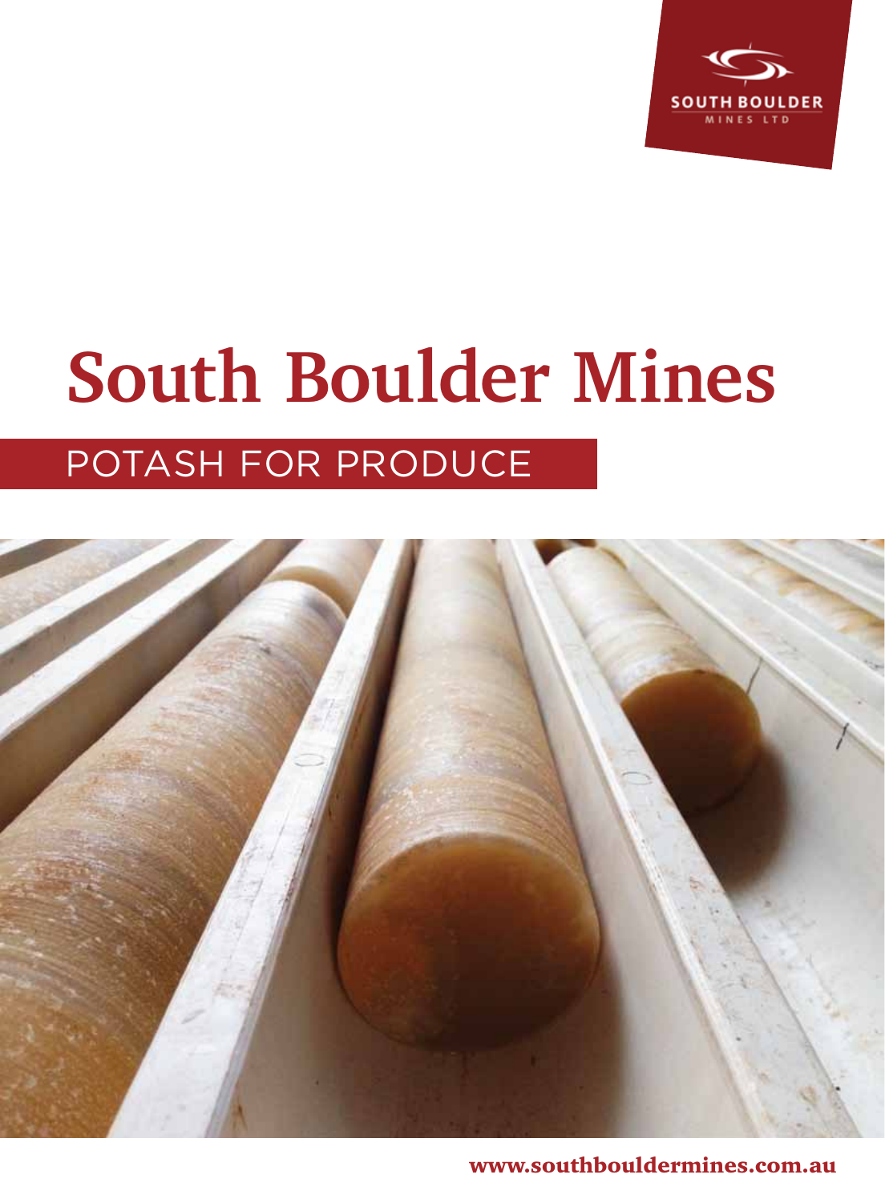SOUTH BOULDER
MINES LTD

# South Boulder Mines

## POTASH FOR PRODUCE

www.southbouldermines.com.au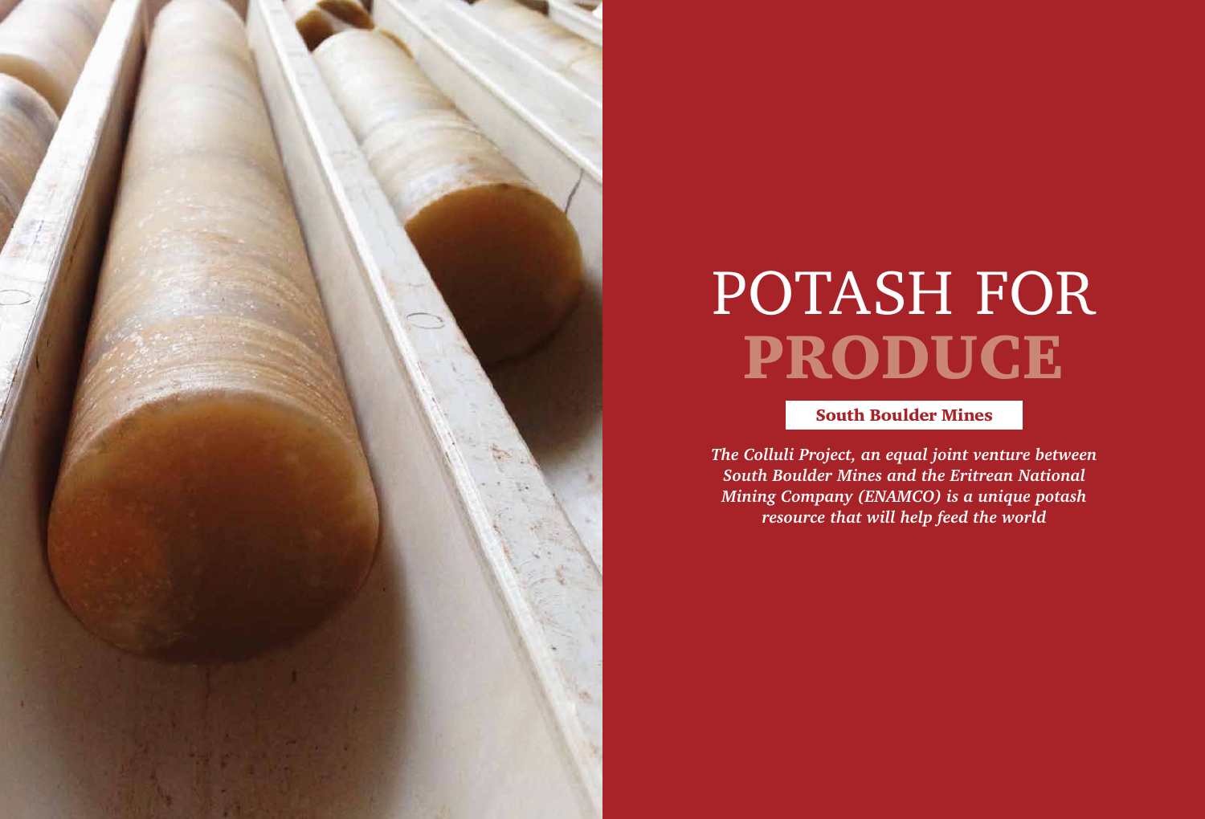# POTASH FOR PRODUCE

**South Boulder Mines**

***The Colluli Project, an equal joint venture between South Boulder Mines and the Eritrean National Mining Company (ENAMCO) is a unique potash resource that will help feed the world***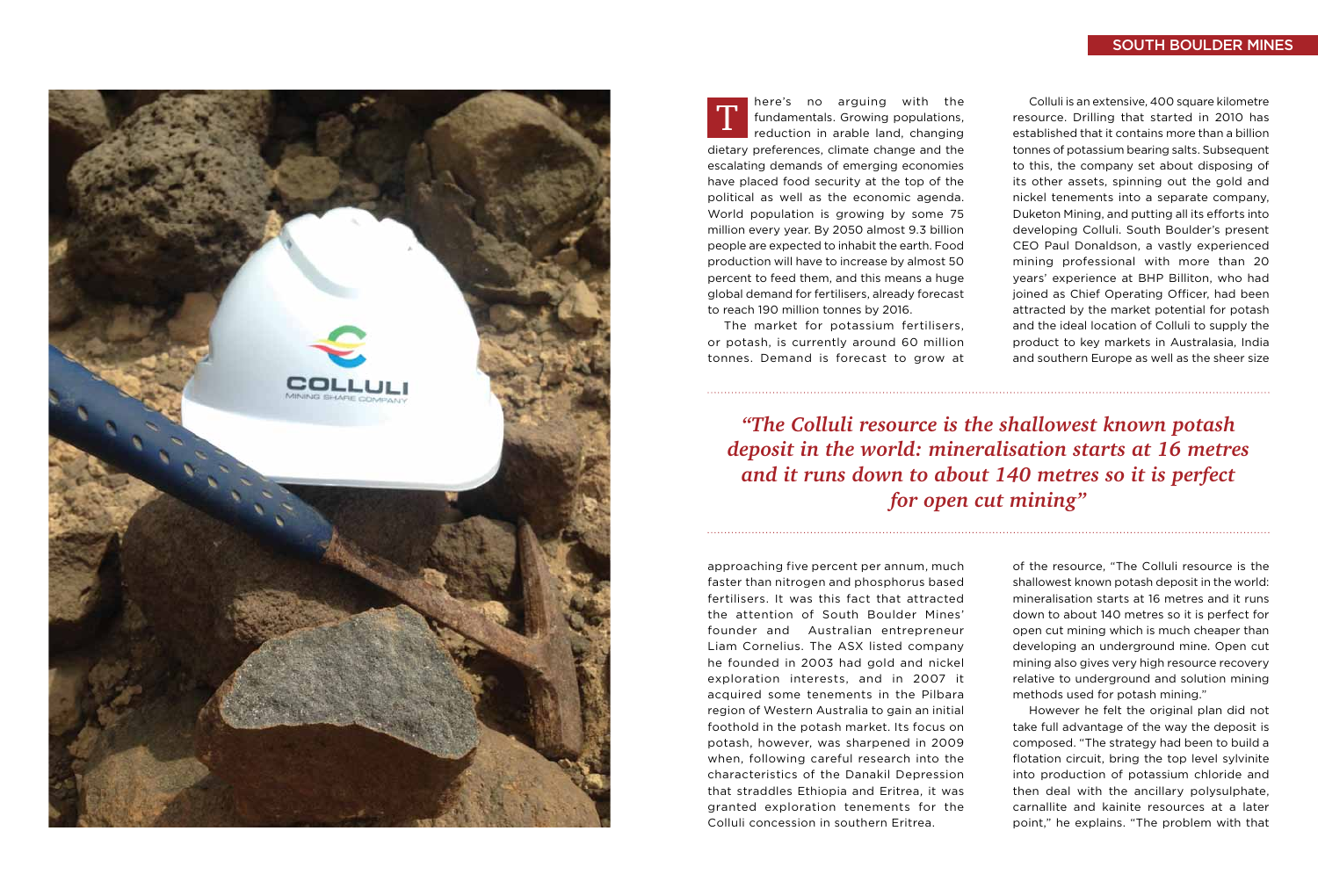There's no arguing with the fundamentals. Growing populations, reduction in arable land, changing dietary preferences, climate change and the escalating demands of emerging economies have placed food security at the top of the political as well as the economic agenda. World population is growing by some 75 million every year. By 2050 almost 9.3 billion people are expected to inhabit the earth. Food production will have to increase by almost 50 percent to feed them, and this means a huge global demand for fertilisers, already forecast to reach 190 million tonnes by 2016.

The market for potassium fertilisers, or potash, is currently around 60 million tonnes. Demand is forecast to grow at approaching five percent per annum, much faster than nitrogen and phosphorus based fertilisers. It was this fact that attracted the attention of South Boulder Mines' founder and Australian entrepreneur Liam Cornelius. The ASX listed company he founded in 2003 had gold and nickel exploration interests, and in 2007 it acquired some tenements in the Pilbara region of Western Australia to gain an initial foothold in the potash market. Its focus on potash, however, was sharpened in 2009 when, following careful research into the characteristics of the Danakil Depression that straddles Ethiopia and Eritrea, it was granted exploration tenements for the Colluli concession in southern Eritrea.

Colluli is an extensive, 400 square kilometre resource. Drilling that started in 2010 has established that it contains more than a billion tonnes of potassium bearing salts. Subsequent to this, the company set about disposing of its other assets, spinning out the gold and nickel tenements into a separate company, Duketon Mining, and putting all its efforts into developing Colluli. South Boulder's present CEO Paul Donaldson, a vastly experienced mining professional with more than 20 years' experience at BHP Billiton, who had joined as Chief Operating Officer, had been attracted by the market potential for potash and the ideal location of Colluli to supply the product to key markets in Australasia, India and southern Europe as well as the sheer size of the resource, "The Colluli resource is the shallowest known potash deposit in the world: mineralisation starts at 16 metres and it runs down to about 140 metres so it is perfect for open cut mining which is much cheaper than developing an underground mine. Open cut mining also gives very high resource recovery relative to underground and solution mining methods used for potash mining."

> ***"The Colluli resource is the shallowest known potash deposit in the world: mineralisation starts at 16 metres and it runs down to about 140 metres so it is perfect for open cut mining"***

However he felt the original plan did not take full advantage of the way the deposit is composed. "The strategy had been to build a flotation circuit, bring the top level sylvinite into production of potassium chloride and then deal with the ancillary polysulphate, carnallite and kainite resources at a later point," he explains. "The problem with that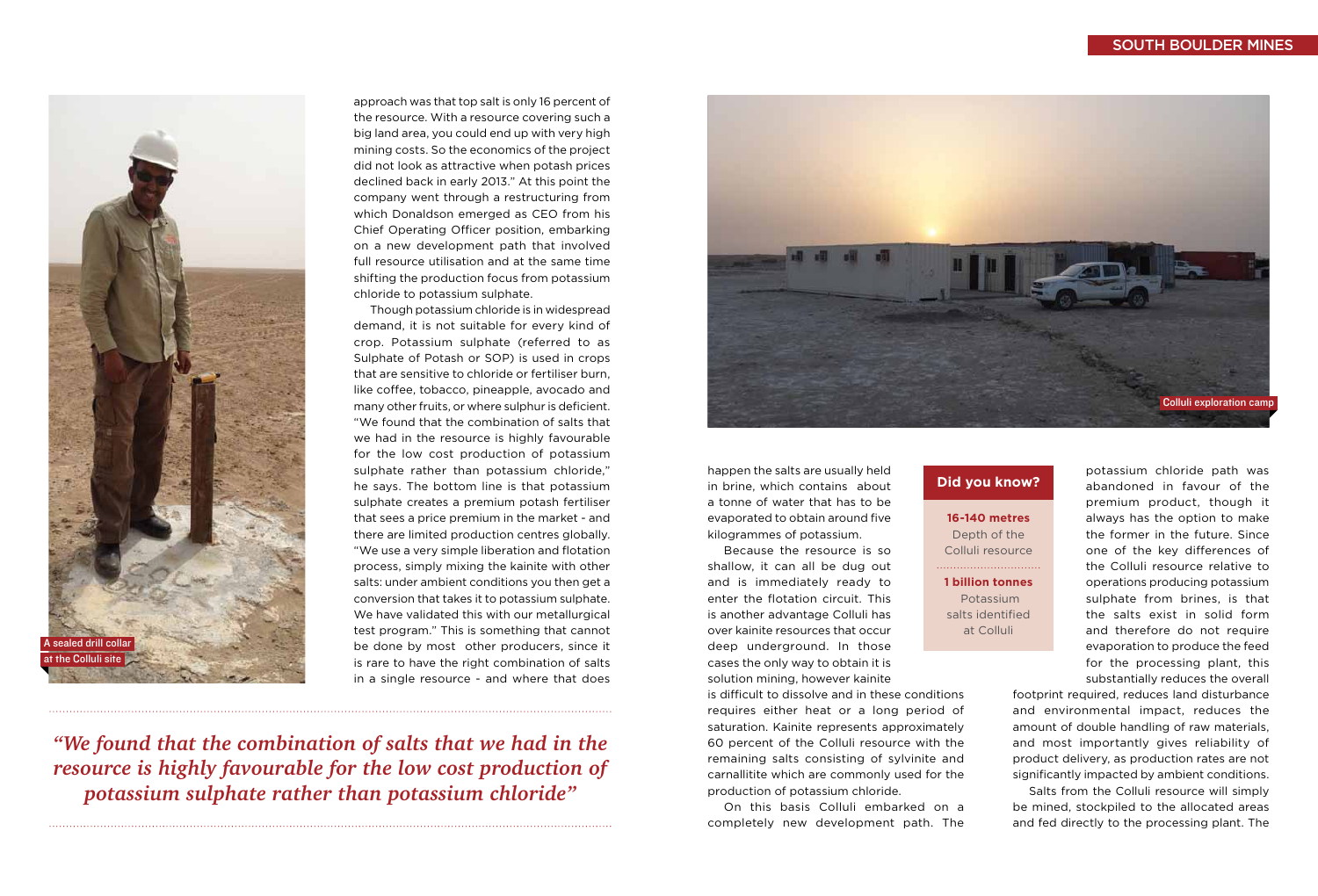approach was that top salt is only 16 percent of the resource. With a resource covering such a big land area, you could end up with very high mining costs. So the economics of the project did not look as attractive when potash prices declined back in early 2013." At this point the company went through a restructuring from which Donaldson emerged as CEO from his Chief Operating Officer position, embarking on a new development path that involved full resource utilisation and at the same time shifting the production focus from potassium chloride to potassium sulphate.

Though potassium chloride is in widespread demand, it is not suitable for every kind of crop. Potassium sulphate (referred to as Sulphate of Potash or SOP) is used in crops that are sensitive to chloride or fertiliser burn, like coffee, tobacco, pineapple, avocado and many other fruits, or where sulphur is deficient. "We found that the combination of salts that we had in the resource is highly favourable for the low cost production of potassium sulphate rather than potassium chloride," he says. The bottom line is that potassium sulphate creates a premium potash fertiliser that sees a price premium in the market - and there are limited production centres globally. "We use a very simple liberation and flotation process, simply mixing the kainite with other salts: under ambient conditions you then get a conversion that takes it to potassium sulphate. We have validated this with our metallurgical test program." This is something that cannot be done by most other producers, since it is rare to have the right combination of salts in a single resource - and where that does happen the salts are usually held in brine, which contains about a tonne of water that has to be evaporated to obtain around five kilogrammes of potassium.

A sealed drill collar at the Colluli site

*"We found that the combination of salts that we had in the resource is highly favourable for the low cost production of potassium sulphate rather than potassium chloride"*

Colluli exploration camp

Because the resource is so shallow, it can all be dug out and is immediately ready to enter the flotation circuit. This is another advantage Colluli has over kainite resources that occur deep underground. In those cases the only way to obtain it is solution mining, however kainite is difficult to dissolve and in these conditions requires either heat or a long period of saturation. Kainite represents approximately 60 percent of the Colluli resource with the remaining salts consisting of sylvinite and carnallitite which are commonly used for the production of potassium chloride.

On this basis Colluli embarked on a completely new development path. The potassium chloride path was abandoned in favour of the premium product, though it always has the option to make the former in the future. Since one of the key differences of the Colluli resource relative to operations producing potassium sulphate from brines, is that the salts exist in solid form and therefore do not require evaporation to produce the feed for the processing plant, this substantially reduces the overall footprint required, reduces land disturbance and environmental impact, reduces the amount of double handling of raw materials, and most importantly gives reliability of product delivery, as production rates are not significantly impacted by ambient conditions.

Salts from the Colluli resource will simply be mined, stockpiled to the allocated areas and fed directly to the processing plant. The

## Did you know?

**16-140 metres**
Depth of the Colluli resource

**1 billion tonnes**
Potassium salts identified at Colluli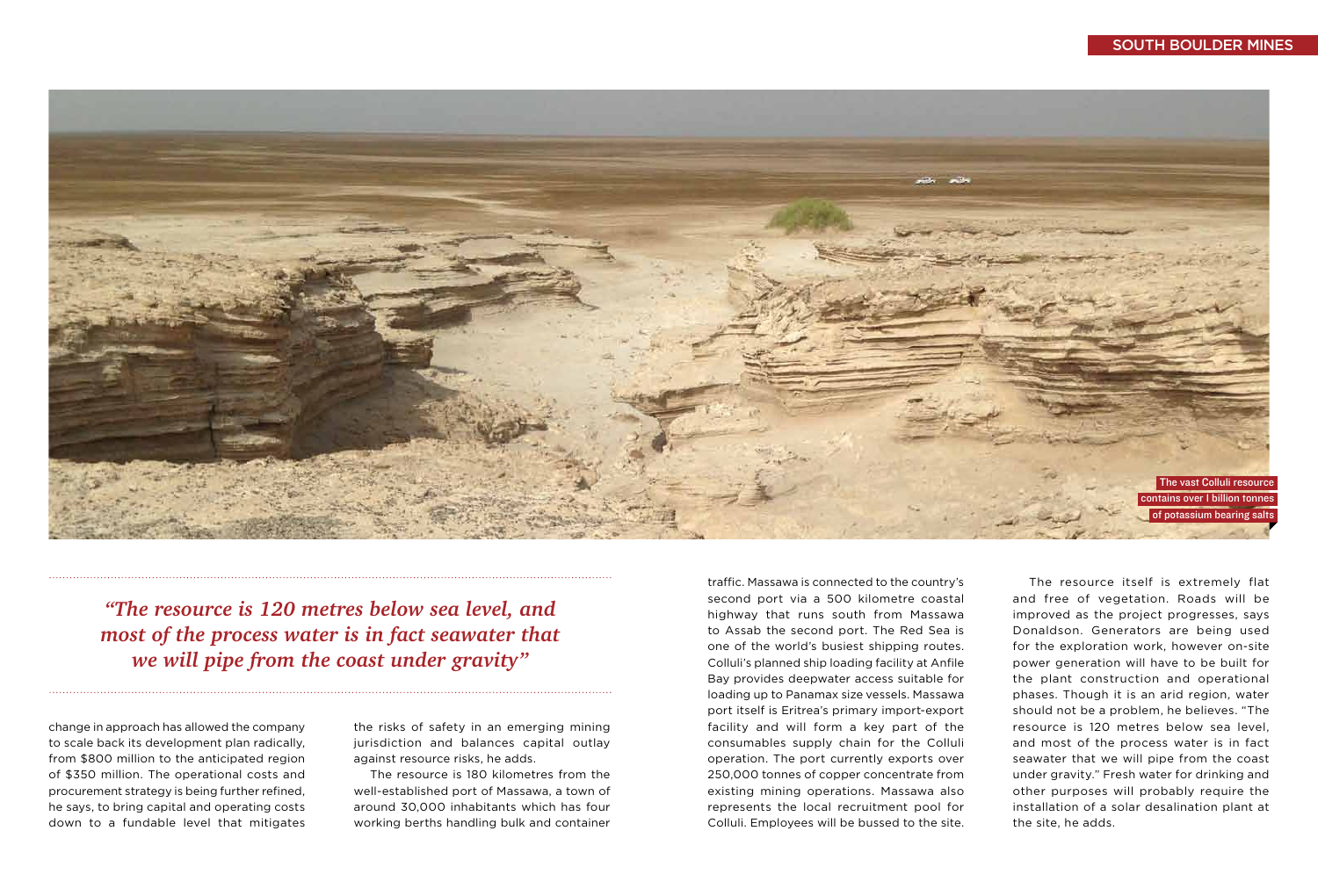The vast Colluli resource contains over 1 billion tonnes of potassium bearing salts

> *"The resource is 120 metres below sea level, and most of the process water is in fact seawater that we will pipe from the coast under gravity"*

change in approach has allowed the company to scale back its development plan radically, from $800 million to the anticipated region of $350 million. The operational costs and procurement strategy is being further refined, he says, to bring capital and operating costs down to a fundable level that mitigates the risks of safety in an emerging mining jurisdiction and balances capital outlay against resource risks, he adds.

The resource is 180 kilometres from the well-established port of Massawa, a town of around 30,000 inhabitants which has four working berths handling bulk and container traffic. Massawa is connected to the country's second port via a 500 kilometre coastal highway that runs south from Massawa to Assab the second port. The Red Sea is one of the world's busiest shipping routes. Colluli's planned ship loading facility at Anfile Bay provides deepwater access suitable for loading up to Panamax size vessels. Massawa port itself is Eritrea's primary import-export facility and will form a key part of the consumables supply chain for the Colluli operation. The port currently exports over 250,000 tonnes of copper concentrate from existing mining operations. Massawa also represents the local recruitment pool for Colluli. Employees will be bussed to the site.

The resource itself is extremely flat and free of vegetation. Roads will be improved as the project progresses, says Donaldson. Generators are being used for the exploration work, however on-site power generation will have to be built for the plant construction and operational phases. Though it is an arid region, water should not be a problem, he believes. "The resource is 120 metres below sea level, and most of the process water is in fact seawater that we will pipe from the coast under gravity." Fresh water for drinking and other purposes will probably require the installation of a solar desalination plant at the site, he adds.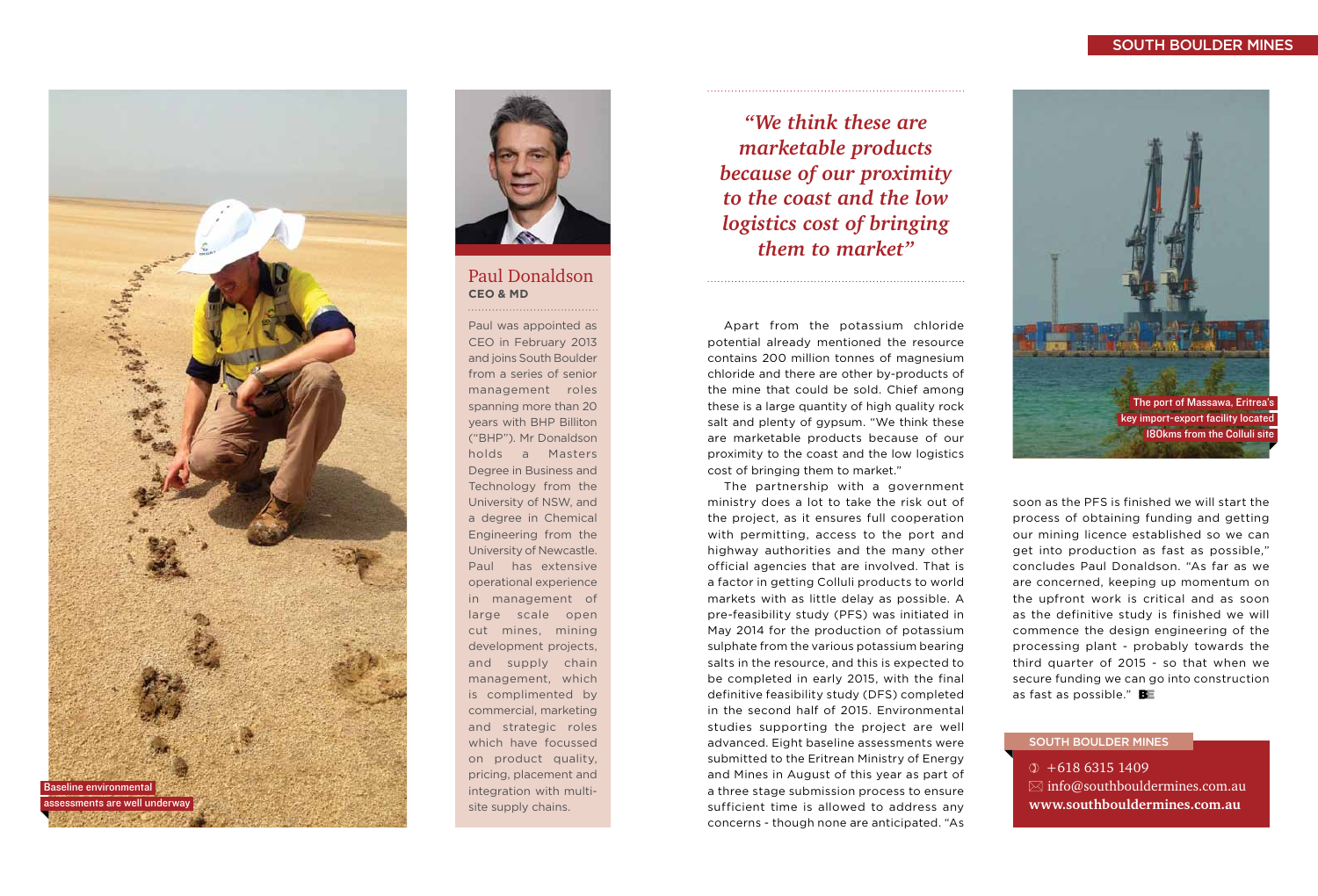Baseline environmental assessments are well underway

## Paul Donaldson

**CEO & MD**

Paul was appointed as CEO in February 2013 and joins South Boulder from a series of senior management roles spanning more than 20 years with BHP Billiton ("BHP"). Mr Donaldson holds a Masters Degree in Business and Technology from the University of NSW, and a degree in Chemical Engineering from the University of Newcastle. Paul has extensive operational experience in management of large scale open cut mines, mining development projects, and supply chain management, which is complimented by commercial, marketing and strategic roles which have focussed on product quality, pricing, placement and integration with multi-site supply chains.

> *"We think these are marketable products because of our proximity to the coast and the low logistics cost of bringing them to market"*

Apart from the potassium chloride potential already mentioned the resource contains 200 million tonnes of magnesium chloride and there are other by-products of the mine that could be sold. Chief among these is a large quantity of high quality rock salt and plenty of gypsum. "We think these are marketable products because of our proximity to the coast and the low logistics cost of bringing them to market."

The partnership with a government ministry does a lot to take the risk out of the project, as it ensures full cooperation with permitting, access to the port and highway authorities and the many other official agencies that are involved. That is a factor in getting Colluli products to world markets with as little delay as possible. A pre-feasibility study (PFS) was initiated in May 2014 for the production of potassium sulphate from the various potassium bearing salts in the resource, and this is expected to be completed in early 2015, with the final definitive feasibility study (DFS) completed in the second half of 2015. Environmental studies supporting the project are well advanced. Eight baseline assessments were submitted to the Eritrean Ministry of Energy and Mines in August of this year as part of a three stage submission process to ensure sufficient time is allowed to address any concerns - though none are anticipated. "As soon as the PFS is finished we will start the process of obtaining funding and getting our mining licence established so we can get into production as fast as possible," concludes Paul Donaldson. "As far as we are concerned, keeping up momentum on the upfront work is critical and as soon as the definitive study is finished we will commence the design engineering of the processing plant - probably towards the third quarter of 2015 - so that when we secure funding we can go into construction as fast as possible."

The port of Massawa, Eritrea's key import-export facility located 180kms from the Colluli site

**SOUTH BOULDER MINES**

+618 6315 1409
info@southbouldermines.com.au
**www.southbouldermines.com.au**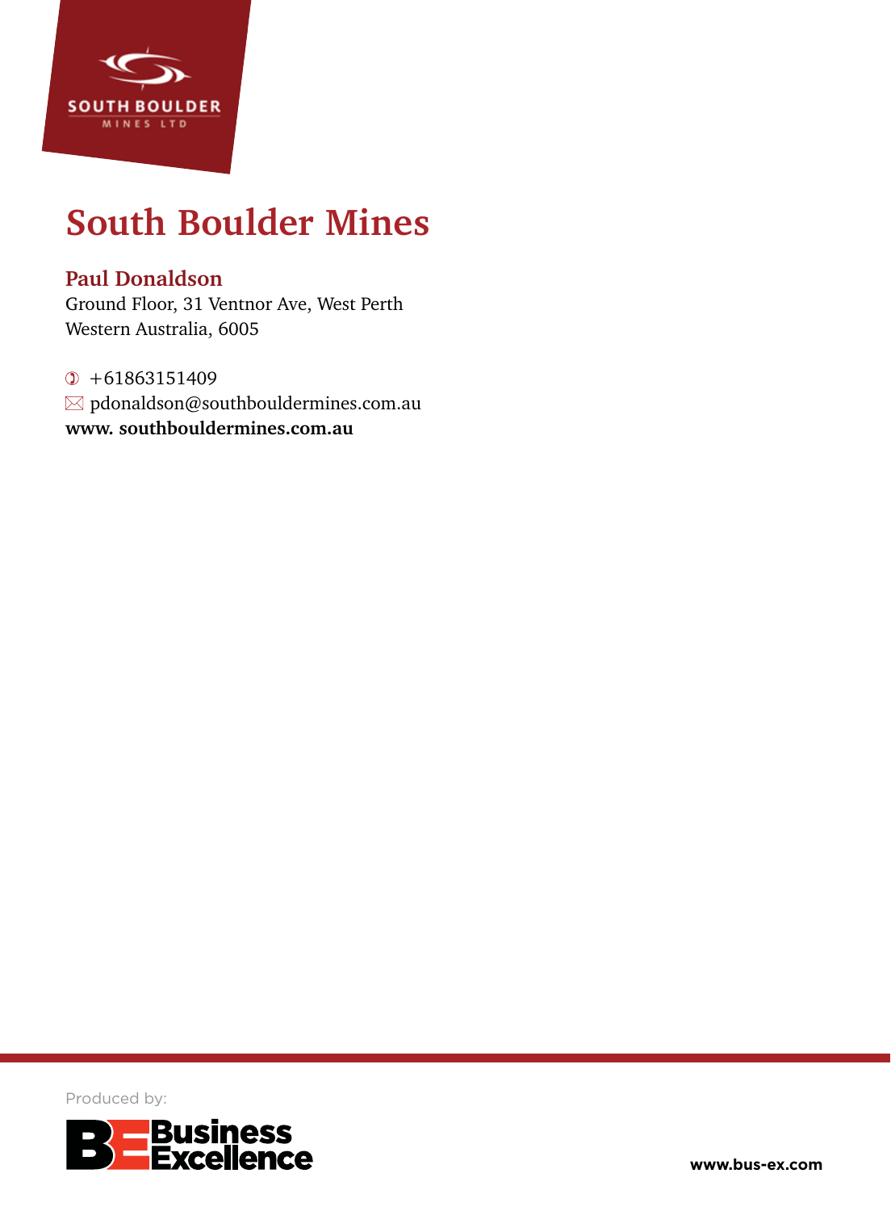# South Boulder Mines

**Paul Donaldson**
Ground Floor, 31 Ventnor Ave, West Perth
Western Australia, 6005

+61863151409
pdonaldson@southbouldermines.com.au
**www. southbouldermines.com.au**

Produced by:

**www.bus-ex.com**